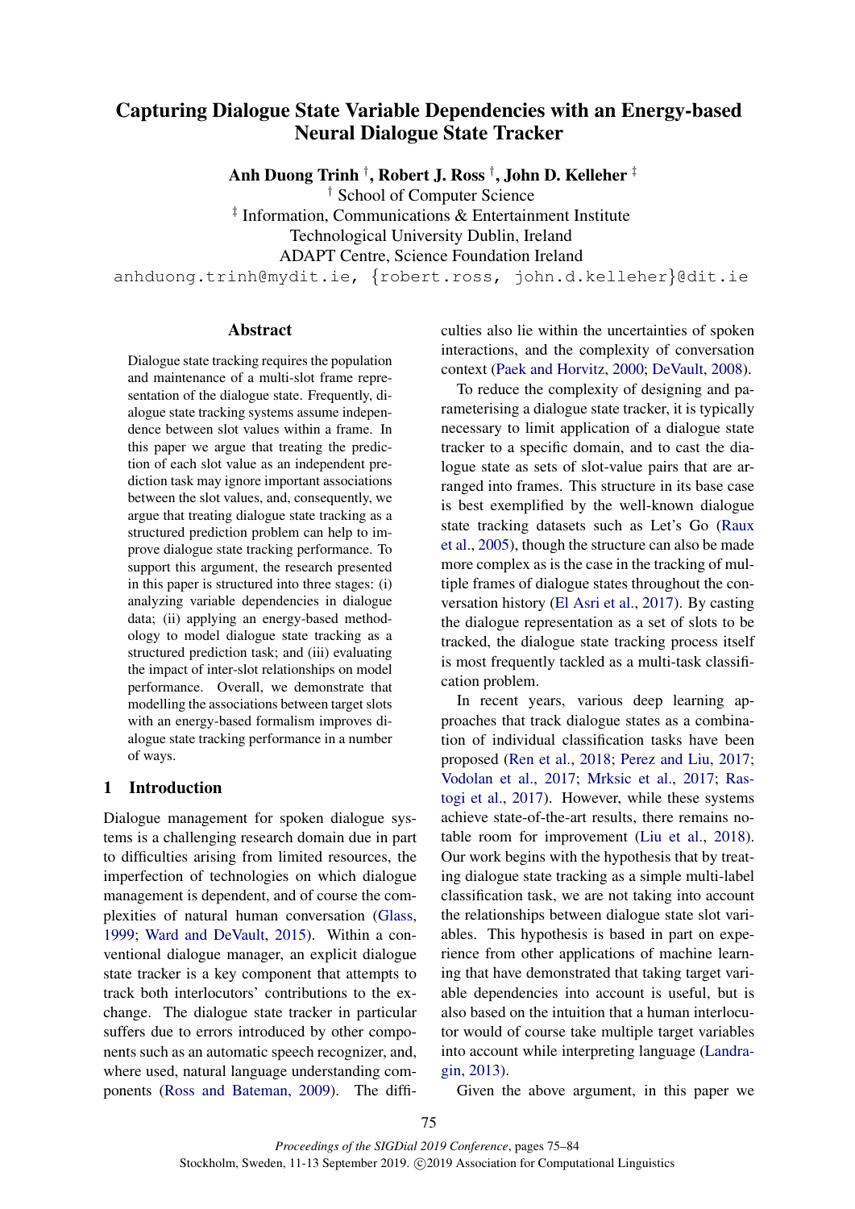# Capturing Dialogue State Variable Dependencies with an Energy-based Neural Dialogue State Tracker

**Anh Duong Trinh** [†], **Robert J. Ross** [†], **John D. Kelleher** [‡]

[†] School of Computer Science

[‡] Information, Communications & Entertainment Institute

Technological University Dublin, Ireland

ADAPT Centre, Science Foundation Ireland

anhduong.trinh@mydit.ie, {robert.ross, john.d.kelleher}@dit.ie

## Abstract

Dialogue state tracking requires the population and maintenance of a multi-slot frame representation of the dialogue state. Frequently, dialogue state tracking systems assume independence between slot values within a frame. In this paper we argue that treating the prediction of each slot value as an independent prediction task may ignore important associations between the slot values, and, consequently, we argue that treating dialogue state tracking as a structured prediction problem can help to improve dialogue state tracking performance. To support this argument, the research presented in this paper is structured into three stages: (i) analyzing variable dependencies in dialogue data; (ii) applying an energy-based methodology to model dialogue state tracking as a structured prediction task; and (iii) evaluating the impact of inter-slot relationships on model performance. Overall, we demonstrate that modelling the associations between target slots with an energy-based formalism improves dialogue state tracking performance in a number of ways.

## 1 Introduction

Dialogue management for spoken dialogue systems is a challenging research domain due in part to difficulties arising from limited resources, the imperfection of technologies on which dialogue management is dependent, and of course the complexities of natural human conversation (Glass, 1999; Ward and DeVault, 2015). Within a conventional dialogue manager, an explicit dialogue state tracker is a key component that attempts to track both interlocutors' contributions to the exchange. The dialogue state tracker in particular suffers due to errors introduced by other components such as an automatic speech recognizer, and, where used, natural language understanding components (Ross and Bateman, 2009). The difficulties also lie within the uncertainties of spoken interactions, and the complexity of conversation context (Paek and Horvitz, 2000; DeVault, 2008).

To reduce the complexity of designing and parameterising a dialogue state tracker, it is typically necessary to limit application of a dialogue state tracker to a specific domain, and to cast the dialogue state as sets of slot-value pairs that are arranged into frames. This structure in its base case is best exemplified by the well-known dialogue state tracking datasets such as Let's Go (Raux et al., 2005), though the structure can also be made more complex as is the case in the tracking of multiple frames of dialogue states throughout the conversation history (El Asri et al., 2017). By casting the dialogue representation as a set of slots to be tracked, the dialogue state tracking process itself is most frequently tackled as a multi-task classification problem.

In recent years, various deep learning approaches that track dialogue states as a combination of individual classification tasks have been proposed (Ren et al., 2018; Perez and Liu, 2017; Vodolan et al., 2017; Mrksic et al., 2017; Rastogi et al., 2017). However, while these systems achieve state-of-the-art results, there remains notable room for improvement (Liu et al., 2018). Our work begins with the hypothesis that by treating dialogue state tracking as a simple multi-label classification task, we are not taking into account the relationships between dialogue state slot variables. This hypothesis is based in part on experience from other applications of machine learning that have demonstrated that taking target variable dependencies into account is useful, but is also based on the intuition that a human interlocutor would of course take multiple target variables into account while interpreting language (Landragin, 2013).

Given the above argument, in this paper we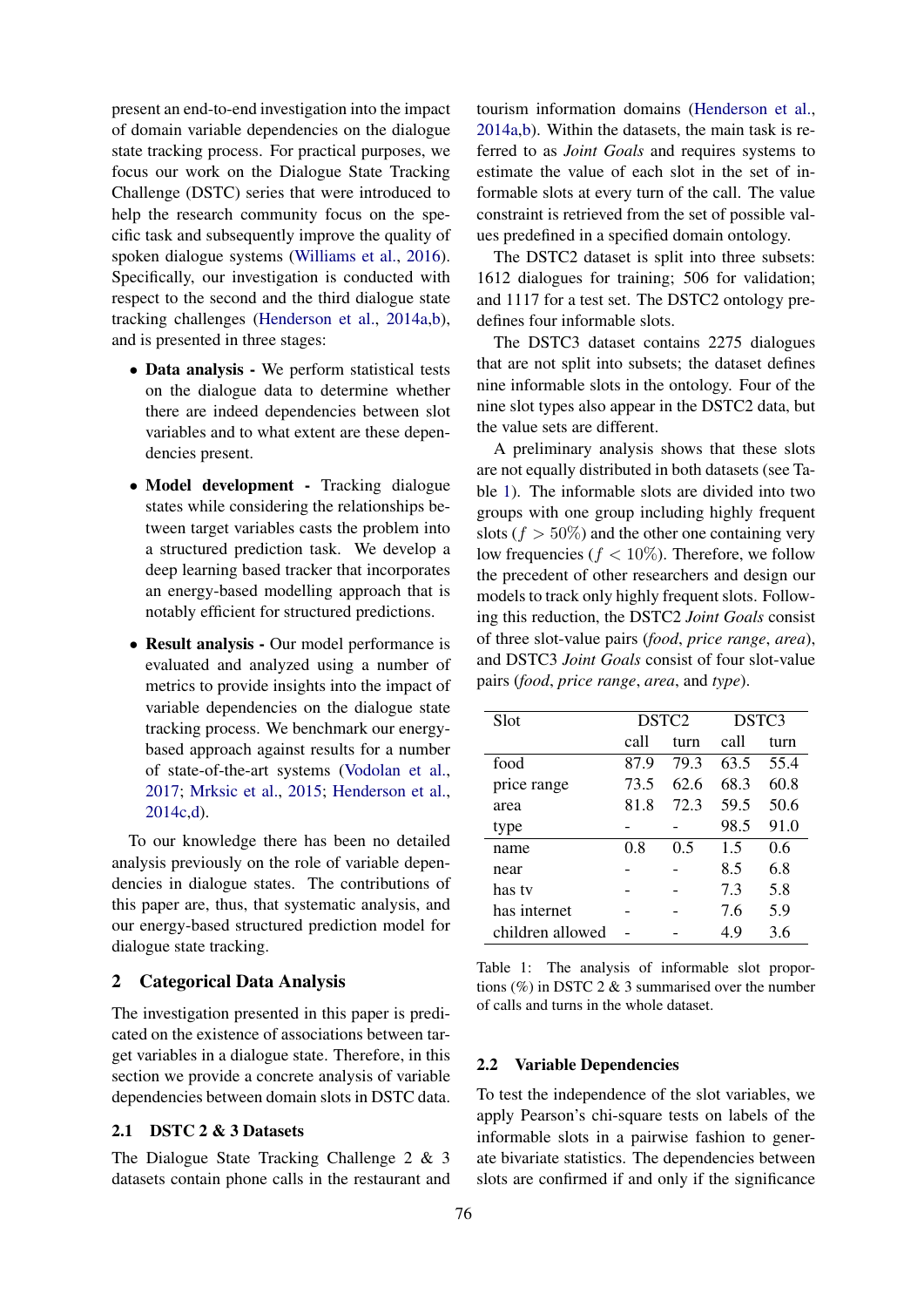present an end-to-end investigation into the impact of domain variable dependencies on the dialogue state tracking process. For practical purposes, we focus our work on the Dialogue State Tracking Challenge (DSTC) series that were introduced to help the research community focus on the specific task and subsequently improve the quality of spoken dialogue systems (Williams et al., 2016). Specifically, our investigation is conducted with respect to the second and the third dialogue state tracking challenges (Henderson et al., 2014a,b), and is presented in three stages:

- **Data analysis -** We perform statistical tests on the dialogue data to determine whether there are indeed dependencies between slot variables and to what extent are these dependencies present.
- **Model development -** Tracking dialogue states while considering the relationships between target variables casts the problem into a structured prediction task. We develop a deep learning based tracker that incorporates an energy-based modelling approach that is notably efficient for structured predictions.
- **Result analysis -** Our model performance is evaluated and analyzed using a number of metrics to provide insights into the impact of variable dependencies on the dialogue state tracking process. We benchmark our energy-based approach against results for a number of state-of-the-art systems (Vodolan et al., 2017; Mrksic et al., 2015; Henderson et al., 2014c,d).

To our knowledge there has been no detailed analysis previously on the role of variable dependencies in dialogue states. The contributions of this paper are, thus, that systematic analysis, and our energy-based structured prediction model for dialogue state tracking.

## 2 Categorical Data Analysis

The investigation presented in this paper is predicated on the existence of associations between target variables in a dialogue state. Therefore, in this section we provide a concrete analysis of variable dependencies between domain slots in DSTC data.

### 2.1 DSTC 2 & 3 Datasets

The Dialogue State Tracking Challenge 2 & 3 datasets contain phone calls in the restaurant and tourism information domains (Henderson et al., 2014a,b). Within the datasets, the main task is referred to as *Joint Goals* and requires systems to estimate the value of each slot in the set of informable slots at every turn of the call. The value constraint is retrieved from the set of possible values predefined in a specified domain ontology.

The DSTC2 dataset is split into three subsets: 1612 dialogues for training; 506 for validation; and 1117 for a test set. The DSTC2 ontology predefines four informable slots.

The DSTC3 dataset contains 2275 dialogues that are not split into subsets; the dataset defines nine informable slots in the ontology. Four of the nine slot types also appear in the DSTC2 data, but the value sets are different.

A preliminary analysis shows that these slots are not equally distributed in both datasets (see Table 1). The informable slots are divided into two groups with one group including highly frequent slots ($f > 50\%$) and the other one containing very low frequencies ($f < 10\%$). Therefore, we follow the precedent of other researchers and design our models to track only highly frequent slots. Following this reduction, the DSTC2 *Joint Goals* consist of three slot-value pairs (*food*, *price range*, *area*), and DSTC3 *Joint Goals* consist of four slot-value pairs (*food*, *price range*, *area*, and *type*).

| Slot | DSTC2 | | DSTC3 | |
|---|---|---|---|---|
| | call | turn | call | turn |
| food | 87.9 | 79.3 | 63.5 | 55.4 |
| price range | 73.5 | 62.6 | 68.3 | 60.8 |
| area | 81.8 | 72.3 | 59.5 | 50.6 |
| type | - | - | 98.5 | 91.0 |
| name | 0.8 | 0.5 | 1.5 | 0.6 |
| near | - | - | 8.5 | 6.8 |
| has tv | - | - | 7.3 | 5.8 |
| has internet | - | - | 7.6 | 5.9 |
| children allowed | - | - | 4.9 | 3.6 |

Table 1: The analysis of informable slot proportions (%) in DSTC 2 & 3 summarised over the number of calls and turns in the whole dataset.

### 2.2 Variable Dependencies

To test the independence of the slot variables, we apply Pearson's chi-square tests on labels of the informable slots in a pairwise fashion to generate bivariate statistics. The dependencies between slots are confirmed if and only if the significance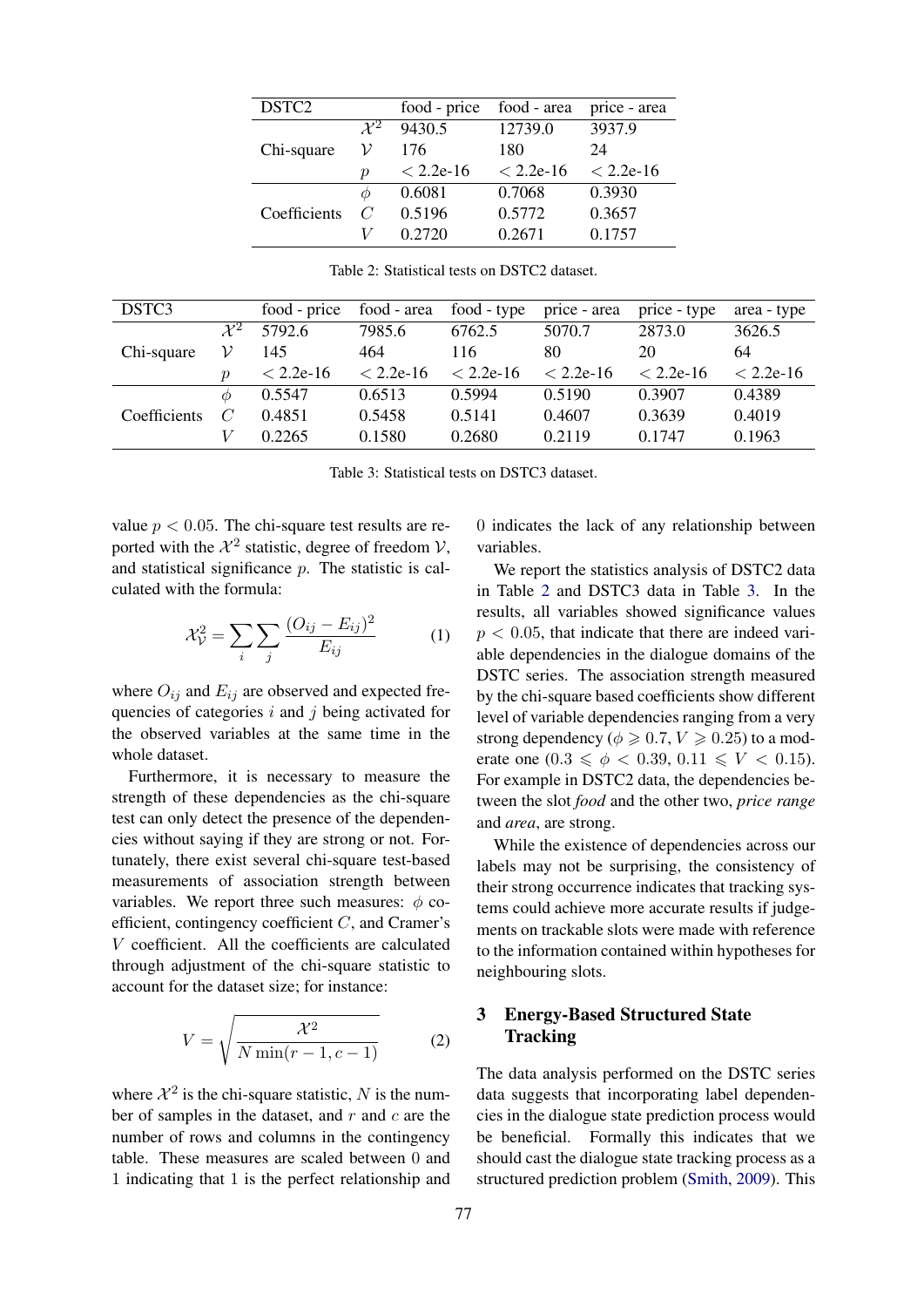| DSTC2 | | food - price | food - area | price - area |
|---|---|---|---|---|
| Chi-square | $\mathcal{X}^2$ | 9430.5 | 12739.0 | 3937.9 |
| | $\mathcal{V}$ | 176 | 180 | 24 |
| | $p$ | $< 2.2\text{e-}16$ | $< 2.2\text{e-}16$ | $< 2.2\text{e-}16$ |
| Coefficients | $\phi$ | 0.6081 | 0.7068 | 0.3930 |
| | $C$ | 0.5196 | 0.5772 | 0.3657 |
| | $V$ | 0.2720 | 0.2671 | 0.1757 |

Table 2: Statistical tests on DSTC2 dataset.

| DSTC3 | | food - price | food - area | food - type | price - area | price - type | area - type |
|---|---|---|---|---|---|---|---|
| Chi-square | $\mathcal{X}^2$ | 5792.6 | 7985.6 | 6762.5 | 5070.7 | 2873.0 | 3626.5 |
| | $\mathcal{V}$ | 145 | 464 | 116 | 80 | 20 | 64 |
| | $p$ | $< 2.2\text{e-}16$ | $< 2.2\text{e-}16$ | $< 2.2\text{e-}16$ | $< 2.2\text{e-}16$ | $< 2.2\text{e-}16$ | $< 2.2\text{e-}16$ |
| Coefficients | $\phi$ | 0.5547 | 0.6513 | 0.5994 | 0.5190 | 0.3907 | 0.4389 |
| | $C$ | 0.4851 | 0.5458 | 0.5141 | 0.4607 | 0.3639 | 0.4019 |
| | $V$ | 0.2265 | 0.1580 | 0.2680 | 0.2119 | 0.1747 | 0.1963 |

Table 3: Statistical tests on DSTC3 dataset.

value $p < 0.05$. The chi-square test results are reported with the $\mathcal{X}^2$ statistic, degree of freedom $\mathcal{V}$, and statistical significance $p$. The statistic is calculated with the formula:

$$\mathcal{X}^2_{\mathcal{V}} = \sum_i \sum_j \frac{(O_{ij} - E_{ij})^2}{E_{ij}} \quad (1)$$

where $O_{ij}$ and $E_{ij}$ are observed and expected frequencies of categories $i$ and $j$ being activated for the observed variables at the same time in the whole dataset.

Furthermore, it is necessary to measure the strength of these dependencies as the chi-square test can only detect the presence of the dependencies without saying if they are strong or not. Fortunately, there exist several chi-square test-based measurements of association strength between variables. We report three such measures: $\phi$ coefficient, contingency coefficient $C$, and Cramer's $V$ coefficient. All the coefficients are calculated through adjustment of the chi-square statistic to account for the dataset size; for instance:

$$V = \sqrt{\frac{\mathcal{X}^2}{N \min(r-1, c-1)}} \quad (2)$$

where $\mathcal{X}^2$ is the chi-square statistic, $N$ is the number of samples in the dataset, and $r$ and $c$ are the number of rows and columns in the contingency table. These measures are scaled between $0$ and $1$ indicating that $1$ is the perfect relationship and $0$ indicates the lack of any relationship between variables.

We report the statistics analysis of DSTC2 data in Table 2 and DSTC3 data in Table 3. In the results, all variables showed significance values $p < 0.05$, that indicate that there are indeed variable dependencies in the dialogue domains of the DSTC series. The association strength measured by the chi-square based coefficients show different level of variable dependencies ranging from a very strong dependency ($\phi \geqslant 0.7, V \geqslant 0.25$) to a moderate one ($0.3 \leqslant \phi < 0.39$, $0.11 \leqslant V < 0.15$). For example in DSTC2 data, the dependencies between the slot *food* and the other two, *price range* and *area*, are strong.

While the existence of dependencies across our labels may not be surprising, the consistency of their strong occurrence indicates that tracking systems could achieve more accurate results if judgements on trackable slots were made with reference to the information contained within hypotheses for neighbouring slots.

## 3 Energy-Based Structured State Tracking

The data analysis performed on the DSTC series data suggests that incorporating label dependencies in the dialogue state prediction process would be beneficial. Formally this indicates that we should cast the dialogue state tracking process as a structured prediction problem (Smith, 2009). This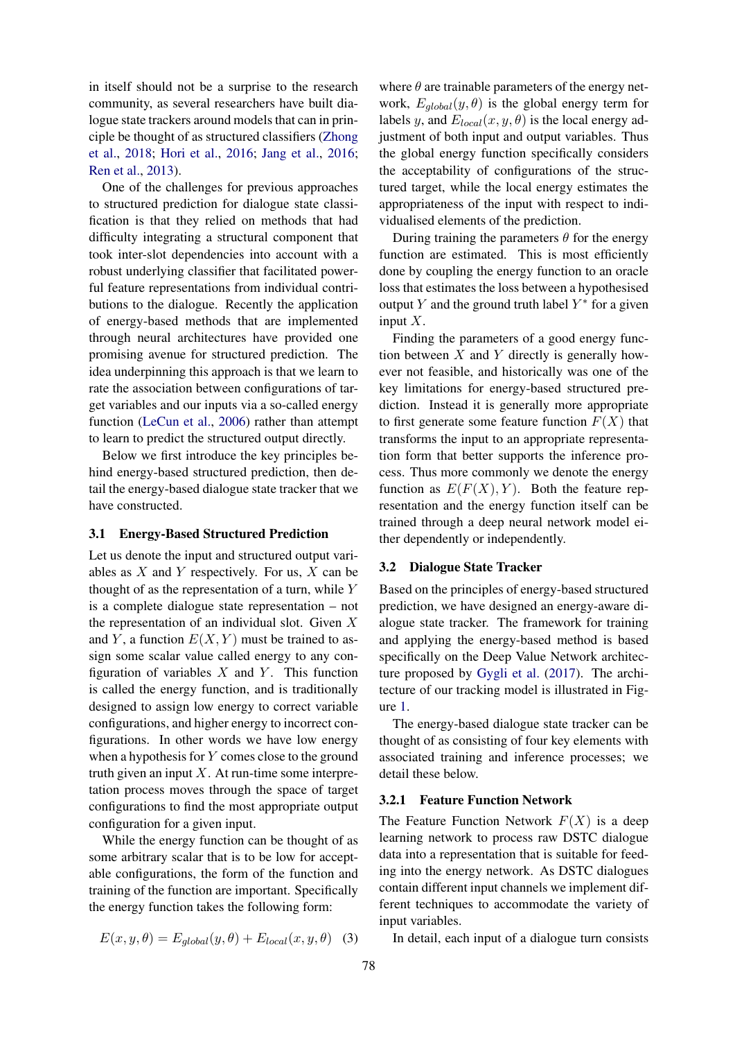in itself should not be a surprise to the research community, as several researchers have built dialogue state trackers around models that can in principle be thought of as structured classifiers (Zhong et al., 2018; Hori et al., 2016; Jang et al., 2016; Ren et al., 2013).

One of the challenges for previous approaches to structured prediction for dialogue state classification is that they relied on methods that had difficulty integrating a structural component that took inter-slot dependencies into account with a robust underlying classifier that facilitated powerful feature representations from individual contributions to the dialogue. Recently the application of energy-based methods that are implemented through neural architectures have provided one promising avenue for structured prediction. The idea underpinning this approach is that we learn to rate the association between configurations of target variables and our inputs via a so-called energy function (LeCun et al., 2006) rather than attempt to learn to predict the structured output directly.

Below we first introduce the key principles behind energy-based structured prediction, then detail the energy-based dialogue state tracker that we have constructed.

### 3.1 Energy-Based Structured Prediction

Let us denote the input and structured output variables as $X$ and $Y$ respectively. For us, $X$ can be thought of as the representation of a turn, while $Y$ is a complete dialogue state representation – not the representation of an individual slot. Given $X$ and $Y$, a function $E(X, Y)$ must be trained to assign some scalar value called energy to any configuration of variables $X$ and $Y$. This function is called the energy function, and is traditionally designed to assign low energy to correct variable configurations, and higher energy to incorrect configurations. In other words we have low energy when a hypothesis for $Y$ comes close to the ground truth given an input $X$. At run-time some interpretation process moves through the space of target configurations to find the most appropriate output configuration for a given input.

While the energy function can be thought of as some arbitrary scalar that is to be low for acceptable configurations, the form of the function and training of the function are important. Specifically the energy function takes the following form:

$$E(x, y, \theta) = E_{global}(y, \theta) + E_{local}(x, y, \theta) \quad (3)$$

where $\theta$ are trainable parameters of the energy network, $E_{global}(y, \theta)$ is the global energy term for labels $y$, and $E_{local}(x, y, \theta)$ is the local energy adjustment of both input and output variables. Thus the global energy function specifically considers the acceptability of configurations of the structured target, while the local energy estimates the appropriateness of the input with respect to individualised elements of the prediction.

During training the parameters $\theta$ for the energy function are estimated. This is most efficiently done by coupling the energy function to an oracle loss that estimates the loss between a hypothesised output $Y$ and the ground truth label $Y^*$ for a given input $X$.

Finding the parameters of a good energy function between $X$ and $Y$ directly is generally however not feasible, and historically was one of the key limitations for energy-based structured prediction. Instead it is generally more appropriate to first generate some feature function $F(X)$ that transforms the input to an appropriate representation form that better supports the inference process. Thus more commonly we denote the energy function as $E(F(X), Y)$. Both the feature representation and the energy function itself can be trained through a deep neural network model either dependently or independently.

### 3.2 Dialogue State Tracker

Based on the principles of energy-based structured prediction, we have designed an energy-aware dialogue state tracker. The framework for training and applying the energy-based method is based specifically on the Deep Value Network architecture proposed by Gygli et al. (2017). The architecture of our tracking model is illustrated in Figure 1.

The energy-based dialogue state tracker can be thought of as consisting of four key elements with associated training and inference processes; we detail these below.

#### 3.2.1 Feature Function Network

The Feature Function Network $F(X)$ is a deep learning network to process raw DSTC dialogue data into a representation that is suitable for feeding into the energy network. As DSTC dialogues contain different input channels we implement different techniques to accommodate the variety of input variables.

In detail, each input of a dialogue turn consists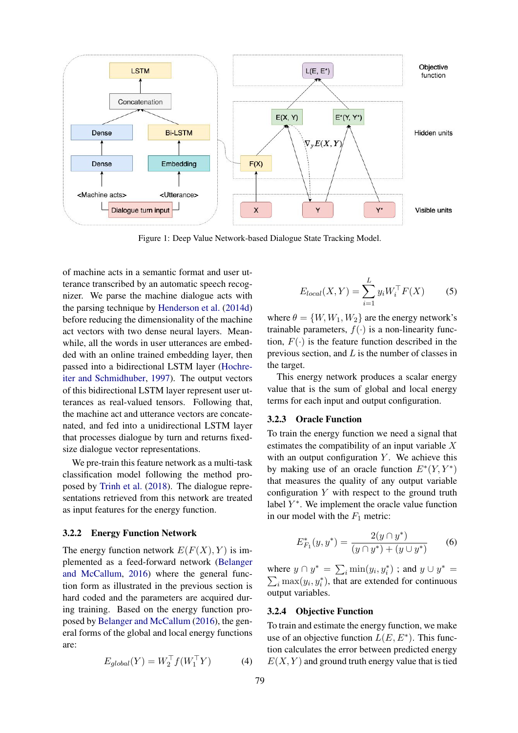Figure 1: Deep Value Network-based Dialogue State Tracking Model.

of machine acts in a semantic format and user utterance transcribed by an automatic speech recognizer. We parse the machine dialogue acts with the parsing technique by Henderson et al. (2014d) before reducing the dimensionality of the machine act vectors with two dense neural layers. Meanwhile, all the words in user utterances are embedded with an online trained embedding layer, then passed into a bidirectional LSTM layer (Hochreiter and Schmidhuber, 1997). The output vectors of this bidirectional LSTM layer represent user utterances as real-valued tensors. Following that, the machine act and utterance vectors are concatenated, and fed into a unidirectional LSTM layer that processes dialogue by turn and returns fixed-size dialogue vector representations.

We pre-train this feature network as a multi-task classification model following the method proposed by Trinh et al. (2018). The dialogue representations retrieved from this network are treated as input features for the energy function.

### 3.2.2 Energy Function Network

The energy function network $E(F(X), Y)$ is implemented as a feed-forward network (Belanger and McCallum, 2016) where the general function form as illustrated in the previous section is hard coded and the parameters are acquired during training. Based on the energy function proposed by Belanger and McCallum (2016), the general forms of the global and local energy functions are:

$$E_{global}(Y) = W_2^\top f(W_1^\top Y) \tag{4}$$

$$E_{local}(X, Y) = \sum_{i=1}^{L} y_i W_i^\top F(X) \tag{5}$$

where $\theta = \{W, W_1, W_2\}$ are the energy network's trainable parameters, $f(\cdot)$ is a non-linearity function, $F(\cdot)$ is the feature function described in the previous section, and $L$ is the number of classes in the target.

This energy network produces a scalar energy value that is the sum of global and local energy terms for each input and output configuration.

### 3.2.3 Oracle Function

To train the energy function we need a signal that estimates the compatibility of an input variable $X$ with an output configuration $Y$. We achieve this by making use of an oracle function $E^*(Y, Y^*)$ that measures the quality of any output variable configuration $Y$ with respect to the ground truth label $Y^*$. We implement the oracle value function in our model with the $F_1$ metric:

$$E^*_{F_1}(y, y^*) = \frac{2(y \cap y^*)}{(y \cap y^*) + (y \cup y^*)} \tag{6}$$

where $y \cap y^* = \sum_i \min(y_i, y_i^*)$ ; and $y \cup y^* = \sum_i \max(y_i, y_i^*)$, that are extended for continuous output variables.

### 3.2.4 Objective Function

To train and estimate the energy function, we make use of an objective function $L(E, E^*)$. This function calculates the error between predicted energy $E(X, Y)$ and ground truth energy value that is tied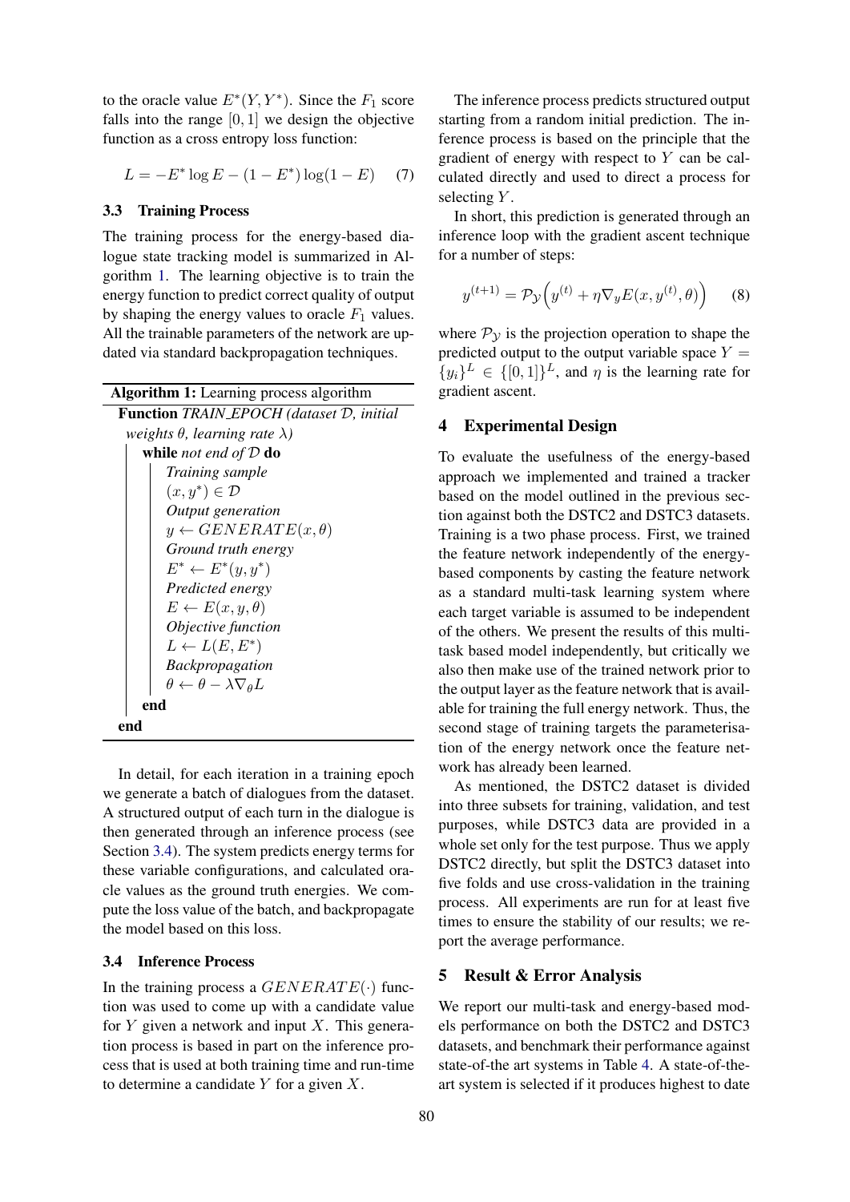to the oracle value $E^*(Y, Y^*)$. Since the $F_1$ score falls into the range $[0, 1]$ we design the objective function as a cross entropy loss function:

$$L = -E^* \log E - (1 - E^*) \log(1 - E) \quad (7)$$

### 3.3 Training Process

The training process for the energy-based dialogue state tracking model is summarized in Algorithm 1. The learning objective is to train the energy function to predict correct quality of output by shaping the energy values to oracle $F_1$ values. All the trainable parameters of the network are updated via standard backpropagation techniques.

**Algorithm 1:** Learning process algorithm

```
Function TRAIN_EPOCH (dataset D, initial weights θ, learning rate λ)
    while not end of D do
        Training sample
        (x, y*) ∈ D
        Output generation
        y ← GENERATE(x, θ)
        Ground truth energy
        E* ← E*(y, y*)
        Predicted energy
        E ← E(x, y, θ)
        Objective function
        L ← L(E, E*)
        Backpropagation
        θ ← θ − λ∇_θ L
    end
end
```

In detail, for each iteration in a training epoch we generate a batch of dialogues from the dataset. A structured output of each turn in the dialogue is then generated through an inference process (see Section 3.4). The system predicts energy terms for these variable configurations, and calculated oracle values as the ground truth energies. We compute the loss value of the batch, and backpropagate the model based on this loss.

### 3.4 Inference Process

In the training process a $GENERATE(\cdot)$ function was used to come up with a candidate value for $Y$ given a network and input $X$. This generation process is based in part on the inference process that is used at both training time and run-time to determine a candidate $Y$ for a given $X$.

The inference process predicts structured output starting from a random initial prediction. The inference process is based on the principle that the gradient of energy with respect to $Y$ can be calculated directly and used to direct a process for selecting $Y$.

In short, this prediction is generated through an inference loop with the gradient ascent technique for a number of steps:

$$y^{(t+1)} = \mathcal{P}_{\mathcal{Y}}\Big(y^{(t)} + \eta \nabla_y E(x, y^{(t)}, \theta)\Big) \quad (8)$$

where $\mathcal{P}_{\mathcal{Y}}$ is the projection operation to shape the predicted output to the output variable space $Y = \{y_i\}^L \in \{[0, 1]\}^L$, and $\eta$ is the learning rate for gradient ascent.

## 4 Experimental Design

To evaluate the usefulness of the energy-based approach we implemented and trained a tracker based on the model outlined in the previous section against both the DSTC2 and DSTC3 datasets. Training is a two phase process. First, we trained the feature network independently of the energy-based components by casting the feature network as a standard multi-task learning system where each target variable is assumed to be independent of the others. We present the results of this multi-task based model independently, but critically we also then make use of the trained network prior to the output layer as the feature network that is available for training the full energy network. Thus, the second stage of training targets the parameterisation of the energy network once the feature network has already been learned.

As mentioned, the DSTC2 dataset is divided into three subsets for training, validation, and test purposes, while DSTC3 data are provided in a whole set only for the test purpose. Thus we apply DSTC2 directly, but split the DSTC3 dataset into five folds and use cross-validation in the training process. All experiments are run for at least five times to ensure the stability of our results; we report the average performance.

## 5 Result & Error Analysis

We report our multi-task and energy-based models performance on both the DSTC2 and DSTC3 datasets, and benchmark their performance against state-of-the art systems in Table 4. A state-of-the-art system is selected if it produces highest to date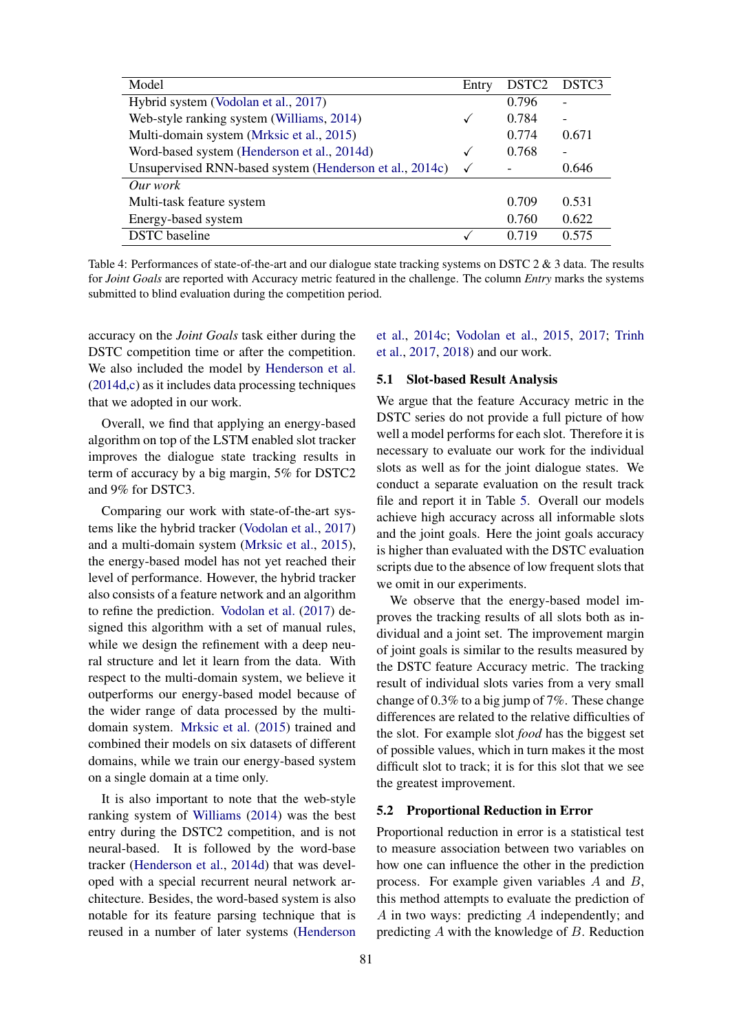| Model | Entry | DSTC2 | DSTC3 |
|---|---|---|---|
| Hybrid system (Vodolan et al., 2017) | | 0.796 | - |
| Web-style ranking system (Williams, 2014) | ✓ | 0.784 | - |
| Multi-domain system (Mrksic et al., 2015) | | 0.774 | 0.671 |
| Word-based system (Henderson et al., 2014d) | ✓ | 0.768 | - |
| Unsupervised RNN-based system (Henderson et al., 2014c) | ✓ | - | 0.646 |
| *Our work* | | | |
| Multi-task feature system | | 0.709 | 0.531 |
| Energy-based system | | 0.760 | 0.622 |
| DSTC baseline | ✓ | 0.719 | 0.575 |

Table 4: Performances of state-of-the-art and our dialogue state tracking systems on DSTC 2 & 3 data. The results for *Joint Goals* are reported with Accuracy metric featured in the challenge. The column *Entry* marks the systems submitted to blind evaluation during the competition period.

accuracy on the *Joint Goals* task either during the DSTC competition time or after the competition. We also included the model by Henderson et al. (2014d,c) as it includes data processing techniques that we adopted in our work.

Overall, we find that applying an energy-based algorithm on top of the LSTM enabled slot tracker improves the dialogue state tracking results in term of accuracy by a big margin, 5% for DSTC2 and 9% for DSTC3.

Comparing our work with state-of-the-art systems like the hybrid tracker (Vodolan et al., 2017) and a multi-domain system (Mrksic et al., 2015), the energy-based model has not yet reached their level of performance. However, the hybrid tracker also consists of a feature network and an algorithm to refine the prediction. Vodolan et al. (2017) designed this algorithm with a set of manual rules, while we design the refinement with a deep neural structure and let it learn from the data. With respect to the multi-domain system, we believe it outperforms our energy-based model because of the wider range of data processed by the multi-domain system. Mrksic et al. (2015) trained and combined their models on six datasets of different domains, while we train our energy-based system on a single domain at a time only.

It is also important to note that the web-style ranking system of Williams (2014) was the best entry during the DSTC2 competition, and is not neural-based. It is followed by the word-base tracker (Henderson et al., 2014d) that was developed with a special recurrent neural network architecture. Besides, the word-based system is also notable for its feature parsing technique that is reused in a number of later systems (Henderson et al., 2014c; Vodolan et al., 2015, 2017; Trinh et al., 2017, 2018) and our work.

### 5.1 Slot-based Result Analysis

We argue that the feature Accuracy metric in the DSTC series do not provide a full picture of how well a model performs for each slot. Therefore it is necessary to evaluate our work for the individual slots as well as for the joint dialogue states. We conduct a separate evaluation on the result track file and report it in Table 5. Overall our models achieve high accuracy across all informable slots and the joint goals. Here the joint goals accuracy is higher than evaluated with the DSTC evaluation scripts due to the absence of low frequent slots that we omit in our experiments.

We observe that the energy-based model improves the tracking results of all slots both as individual and a joint set. The improvement margin of joint goals is similar to the results measured by the DSTC feature Accuracy metric. The tracking result of individual slots varies from a very small change of 0.3% to a big jump of 7%. These change differences are related to the relative difficulties of the slot. For example slot *food* has the biggest set of possible values, which in turn makes it the most difficult slot to track; it is for this slot that we see the greatest improvement.

### 5.2 Proportional Reduction in Error

Proportional reduction in error is a statistical test to measure association between two variables on how one can influence the other in the prediction process. For example given variables $A$ and $B$, this method attempts to evaluate the prediction of $A$ in two ways: predicting $A$ independently; and predicting $A$ with the knowledge of $B$. Reduction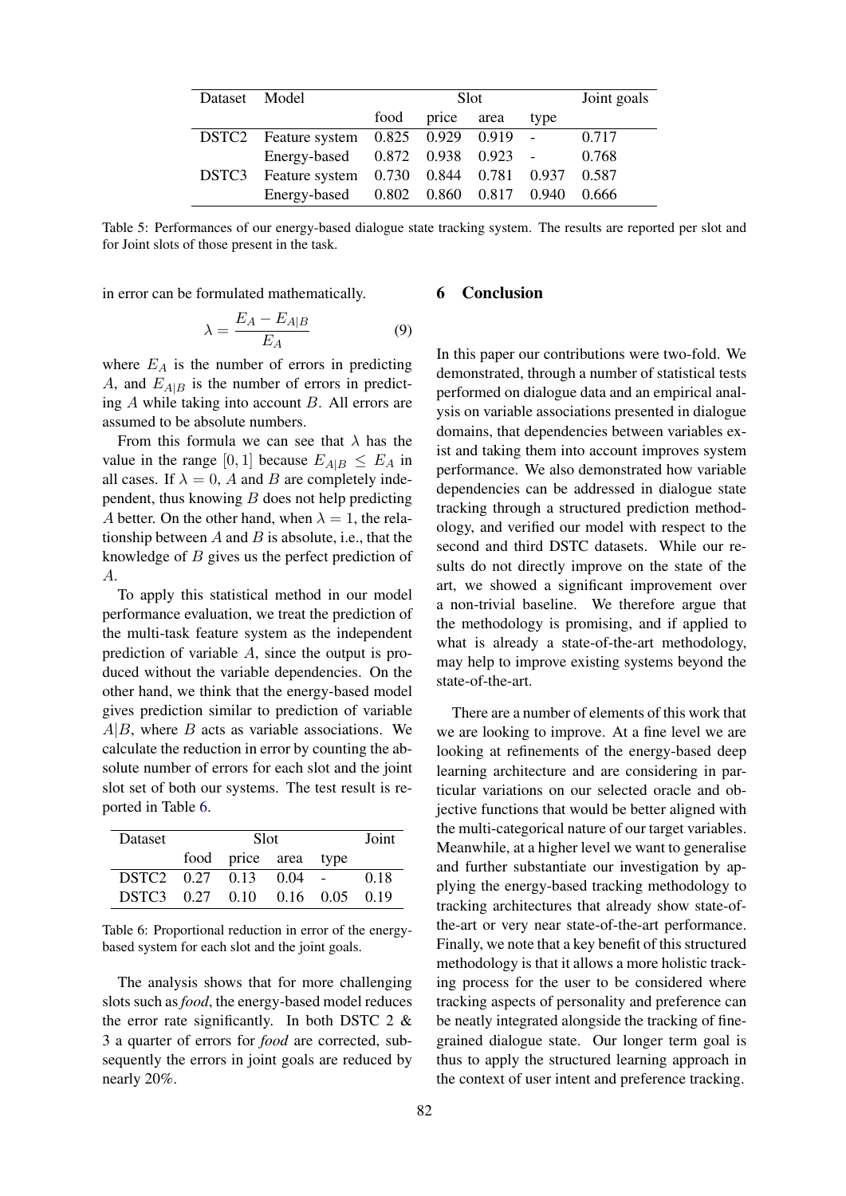| Dataset | Model | Slot | | | | Joint goals |
|---|---|---|---|---|---|---|
| | | food | price | area | type | |
| DSTC2 | Feature system | 0.825 | 0.929 | 0.919 | - | 0.717 |
| | Energy-based | 0.872 | 0.938 | 0.923 | - | 0.768 |
| DSTC3 | Feature system | 0.730 | 0.844 | 0.781 | 0.937 | 0.587 |
| | Energy-based | 0.802 | 0.860 | 0.817 | 0.940 | 0.666 |

Table 5: Performances of our energy-based dialogue state tracking system. The results are reported per slot and for Joint slots of those present in the task.

in error can be formulated mathematically.

$$\lambda = \frac{E_A - E_{A|B}}{E_A} \quad (9)$$

where $E_A$ is the number of errors in predicting $A$, and $E_{A|B}$ is the number of errors in predicting $A$ while taking into account $B$. All errors are assumed to be absolute numbers.

From this formula we can see that $\lambda$ has the value in the range $[0, 1]$ because $E_{A|B} \leq E_A$ in all cases. If $\lambda = 0$, $A$ and $B$ are completely independent, thus knowing $B$ does not help predicting $A$ better. On the other hand, when $\lambda = 1$, the relationship between $A$ and $B$ is absolute, i.e., that the knowledge of $B$ gives us the perfect prediction of $A$.

To apply this statistical method in our model performance evaluation, we treat the prediction of the multi-task feature system as the independent prediction of variable $A$, since the output is produced without the variable dependencies. On the other hand, we think that the energy-based model gives prediction similar to prediction of variable $A|B$, where $B$ acts as variable associations. We calculate the reduction in error by counting the absolute number of errors for each slot and the joint slot set of both our systems. The test result is reported in Table 6.

| Dataset | Slot | | | | Joint |
|---|---|---|---|---|---|
| | food | price | area | type | |
| DSTC2 | 0.27 | 0.13 | 0.04 | - | 0.18 |
| DSTC3 | 0.27 | 0.10 | 0.16 | 0.05 | 0.19 |

Table 6: Proportional reduction in error of the energy-based system for each slot and the joint goals.

The analysis shows that for more challenging slots such as *food*, the energy-based model reduces the error rate significantly. In both DSTC 2 & 3 a quarter of errors for *food* are corrected, subsequently the errors in joint goals are reduced by nearly 20%.

## 6 Conclusion

In this paper our contributions were two-fold. We demonstrated, through a number of statistical tests performed on dialogue data and an empirical analysis on variable associations presented in dialogue domains, that dependencies between variables exist and taking them into account improves system performance. We also demonstrated how variable dependencies can be addressed in dialogue state tracking through a structured prediction methodology, and verified our model with respect to the second and third DSTC datasets. While our results do not directly improve on the state of the art, we showed a significant improvement over a non-trivial baseline. We therefore argue that the methodology is promising, and if applied to what is already a state-of-the-art methodology, may help to improve existing systems beyond the state-of-the-art.

There are a number of elements of this work that we are looking to improve. At a fine level we are looking at refinements of the energy-based deep learning architecture and are considering in particular variations on our selected oracle and objective functions that would be better aligned with the multi-categorical nature of our target variables. Meanwhile, at a higher level we want to generalise and further substantiate our investigation by applying the energy-based tracking methodology to tracking architectures that already show state-of-the-art or very near state-of-the-art performance. Finally, we note that a key benefit of this structured methodology is that it allows a more holistic tracking process for the user to be considered where tracking aspects of personality and preference can be neatly integrated alongside the tracking of fine-grained dialogue state. Our longer term goal is thus to apply the structured learning approach in the context of user intent and preference tracking.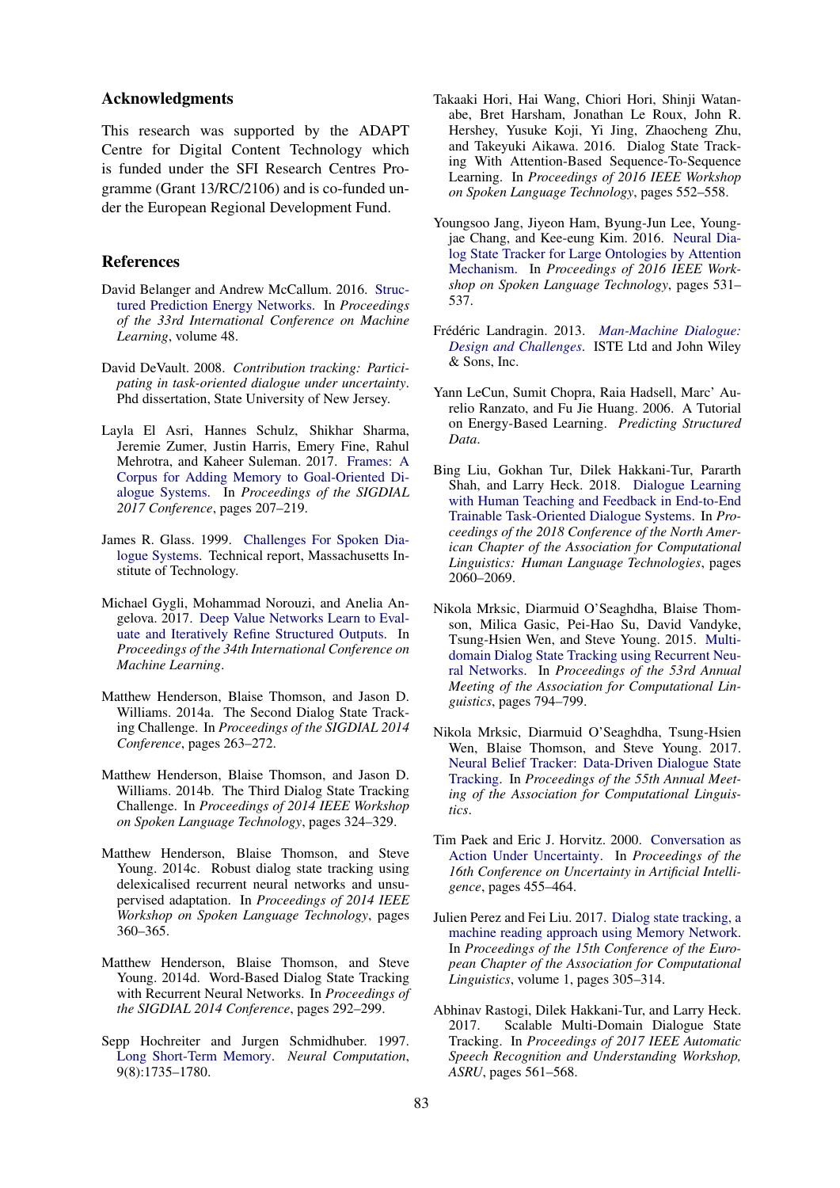## Acknowledgments

This research was supported by the ADAPT Centre for Digital Content Technology which is funded under the SFI Research Centres Programme (Grant 13/RC/2106) and is co-funded under the European Regional Development Fund.

## References

David Belanger and Andrew McCallum. 2016. Structured Prediction Energy Networks. In *Proceedings of the 33rd International Conference on Machine Learning*, volume 48.

David DeVault. 2008. *Contribution tracking: Participating in task-oriented dialogue under uncertainty*. Phd dissertation, State University of New Jersey.

Layla El Asri, Hannes Schulz, Shikhar Sharma, Jeremie Zumer, Justin Harris, Emery Fine, Rahul Mehrotra, and Kaheer Suleman. 2017. Frames: A Corpus for Adding Memory to Goal-Oriented Dialogue Systems. In *Proceedings of the SIGDIAL 2017 Conference*, pages 207–219.

James R. Glass. 1999. Challenges For Spoken Dialogue Systems. Technical report, Massachusetts Institute of Technology.

Michael Gygli, Mohammad Norouzi, and Anelia Angelova. 2017. Deep Value Networks Learn to Evaluate and Iteratively Refine Structured Outputs. In *Proceedings of the 34th International Conference on Machine Learning*.

Matthew Henderson, Blaise Thomson, and Jason D. Williams. 2014a. The Second Dialog State Tracking Challenge. In *Proceedings of the SIGDIAL 2014 Conference*, pages 263–272.

Matthew Henderson, Blaise Thomson, and Jason D. Williams. 2014b. The Third Dialog State Tracking Challenge. In *Proceedings of 2014 IEEE Workshop on Spoken Language Technology*, pages 324–329.

Matthew Henderson, Blaise Thomson, and Steve Young. 2014c. Robust dialog state tracking using delexicalised recurrent neural networks and unsupervised adaptation. In *Proceedings of 2014 IEEE Workshop on Spoken Language Technology*, pages 360–365.

Matthew Henderson, Blaise Thomson, and Steve Young. 2014d. Word-Based Dialog State Tracking with Recurrent Neural Networks. In *Proceedings of the SIGDIAL 2014 Conference*, pages 292–299.

Sepp Hochreiter and Jurgen Schmidhuber. 1997. Long Short-Term Memory. *Neural Computation*, 9(8):1735–1780.

Takaaki Hori, Hai Wang, Chiori Hori, Shinji Watanabe, Bret Harsham, Jonathan Le Roux, John R. Hershey, Yusuke Koji, Yi Jing, Zhaocheng Zhu, and Takeyuki Aikawa. 2016. Dialog State Tracking With Attention-Based Sequence-To-Sequence Learning. In *Proceedings of 2016 IEEE Workshop on Spoken Language Technology*, pages 552–558.

Youngsoo Jang, Jiyeon Ham, Byung-Jun Lee, Youngjae Chang, and Kee-eung Kim. 2016. Neural Dialog State Tracker for Large Ontologies by Attention Mechanism. In *Proceedings of 2016 IEEE Workshop on Spoken Language Technology*, pages 531–537.

Frédéric Landragin. 2013. *Man-Machine Dialogue: Design and Challenges*. ISTE Ltd and John Wiley & Sons, Inc.

Yann LeCun, Sumit Chopra, Raia Hadsell, Marc' Aurelio Ranzato, and Fu Jie Huang. 2006. A Tutorial on Energy-Based Learning. *Predicting Structured Data*.

Bing Liu, Gokhan Tur, Dilek Hakkani-Tur, Pararth Shah, and Larry Heck. 2018. Dialogue Learning with Human Teaching and Feedback in End-to-End Trainable Task-Oriented Dialogue Systems. In *Proceedings of the 2018 Conference of the North American Chapter of the Association for Computational Linguistics: Human Language Technologies*, pages 2060–2069.

Nikola Mrksic, Diarmuid O'Seaghdha, Blaise Thomson, Milica Gasic, Pei-Hao Su, David Vandyke, Tsung-Hsien Wen, and Steve Young. 2015. Multi-domain Dialog State Tracking using Recurrent Neural Networks. In *Proceedings of the 53rd Annual Meeting of the Association for Computational Linguistics*, pages 794–799.

Nikola Mrksic, Diarmuid O'Seaghdha, Tsung-Hsien Wen, Blaise Thomson, and Steve Young. 2017. Neural Belief Tracker: Data-Driven Dialogue State Tracking. In *Proceedings of the 55th Annual Meeting of the Association for Computational Linguistics*.

Tim Paek and Eric J. Horvitz. 2000. Conversation as Action Under Uncertainty. In *Proceedings of the 16th Conference on Uncertainty in Artificial Intelligence*, pages 455–464.

Julien Perez and Fei Liu. 2017. Dialog state tracking, a machine reading approach using Memory Network. In *Proceedings of the 15th Conference of the European Chapter of the Association for Computational Linguistics*, volume 1, pages 305–314.

Abhinav Rastogi, Dilek Hakkani-Tur, and Larry Heck. 2017. Scalable Multi-Domain Dialogue State Tracking. In *Proceedings of 2017 IEEE Automatic Speech Recognition and Understanding Workshop, ASRU*, pages 561–568.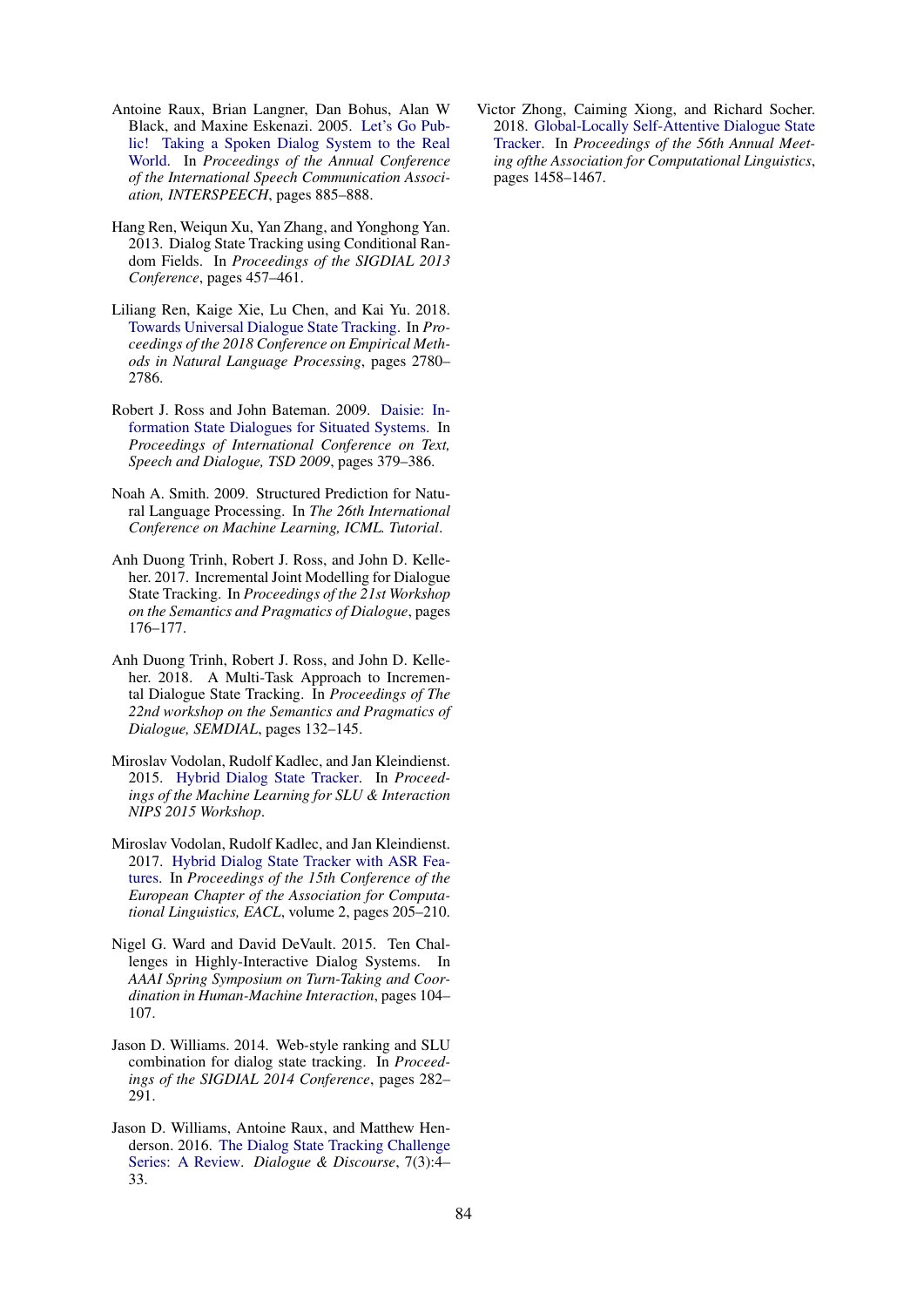Antoine Raux, Brian Langner, Dan Bohus, Alan W Black, and Maxine Eskenazi. 2005. Let's Go Public! Taking a Spoken Dialog System to the Real World. In *Proceedings of the Annual Conference of the International Speech Communication Association, INTERSPEECH*, pages 885–888.

Hang Ren, Weiqun Xu, Yan Zhang, and Yonghong Yan. 2013. Dialog State Tracking using Conditional Random Fields. In *Proceedings of the SIGDIAL 2013 Conference*, pages 457–461.

Liliang Ren, Kaige Xie, Lu Chen, and Kai Yu. 2018. Towards Universal Dialogue State Tracking. In *Proceedings of the 2018 Conference on Empirical Methods in Natural Language Processing*, pages 2780–2786.

Robert J. Ross and John Bateman. 2009. Daisie: Information State Dialogues for Situated Systems. In *Proceedings of International Conference on Text, Speech and Dialogue, TSD 2009*, pages 379–386.

Noah A. Smith. 2009. Structured Prediction for Natural Language Processing. In *The 26th International Conference on Machine Learning, ICML. Tutorial*.

Anh Duong Trinh, Robert J. Ross, and John D. Kelleher. 2017. Incremental Joint Modelling for Dialogue State Tracking. In *Proceedings of the 21st Workshop on the Semantics and Pragmatics of Dialogue*, pages 176–177.

Anh Duong Trinh, Robert J. Ross, and John D. Kelleher. 2018. A Multi-Task Approach to Incremental Dialogue State Tracking. In *Proceedings of The 22nd workshop on the Semantics and Pragmatics of Dialogue, SEMDIAL*, pages 132–145.

Miroslav Vodolan, Rudolf Kadlec, and Jan Kleindienst. 2015. Hybrid Dialog State Tracker. In *Proceedings of the Machine Learning for SLU & Interaction NIPS 2015 Workshop*.

Miroslav Vodolan, Rudolf Kadlec, and Jan Kleindienst. 2017. Hybrid Dialog State Tracker with ASR Features. In *Proceedings of the 15th Conference of the European Chapter of the Association for Computational Linguistics, EACL*, volume 2, pages 205–210.

Nigel G. Ward and David DeVault. 2015. Ten Challenges in Highly-Interactive Dialog Systems. In *AAAI Spring Symposium on Turn-Taking and Coordination in Human-Machine Interaction*, pages 104–107.

Jason D. Williams. 2014. Web-style ranking and SLU combination for dialog state tracking. In *Proceedings of the SIGDIAL 2014 Conference*, pages 282–291.

Jason D. Williams, Antoine Raux, and Matthew Henderson. 2016. The Dialog State Tracking Challenge Series: A Review. *Dialogue & Discourse*, 7(3):4–33.

Victor Zhong, Caiming Xiong, and Richard Socher. 2018. Global-Locally Self-Attentive Dialogue State Tracker. In *Proceedings of the 56th Annual Meeting ofthe Association for Computational Linguistics*, pages 1458–1467.